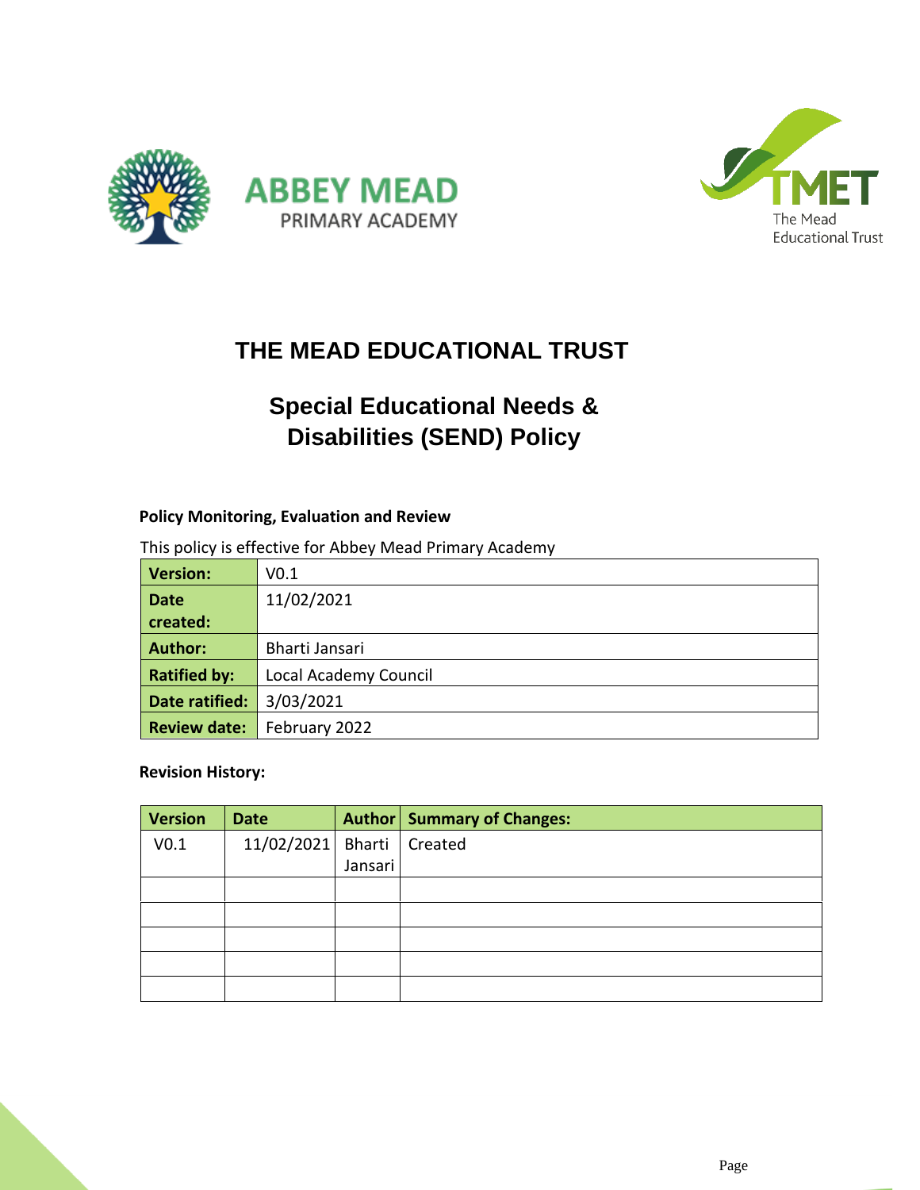ABBEY MEAD
PRIMARY ACADEMY

TMET
The Mead
Educational Trust

# THE MEAD EDUCATIONAL TRUST

## Special Educational Needs & Disabilities (SEND) Policy

**Policy Monitoring, Evaluation and Review**

This policy is effective for Abbey Mead Primary Academy

| **Version:** | V0.1 |
|---|---|
| **Date created:** | 11/02/2021 |
| **Author:** | Bharti Jansari |
| **Ratified by:** | Local Academy Council |
| **Date ratified:** | 3/03/2021 |
| **Review date:** | February 2022 |

**Revision History:**

| Version | Date | Author | Summary of Changes: |
|---|---|---|---|
| V0.1 | 11/02/2021 | Bharti Jansari | Created |
| | | | |
| | | | |
| | | | |
| | | | |
| | | | |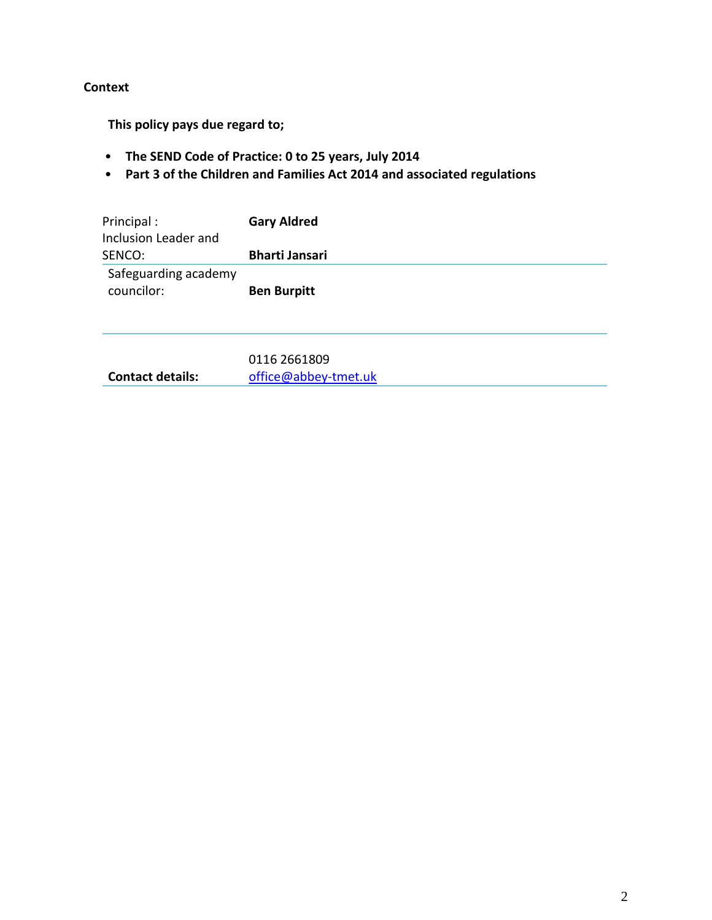**Context**

**This policy pays due regard to;**

- **The SEND Code of Practice: 0 to 25 years, July 2014**
- **Part 3 of the Children and Families Act 2014 and associated regulations**

| | |
|---|---|
| Principal : | **Gary Aldred** |
| Inclusion Leader and SENCO: | **Bharti Jansari** |
| Safeguarding academy councilor: | **Ben Burpitt** |
| | |
| **Contact details:** | 0116 2661809<br>office@abbey-tmet.uk |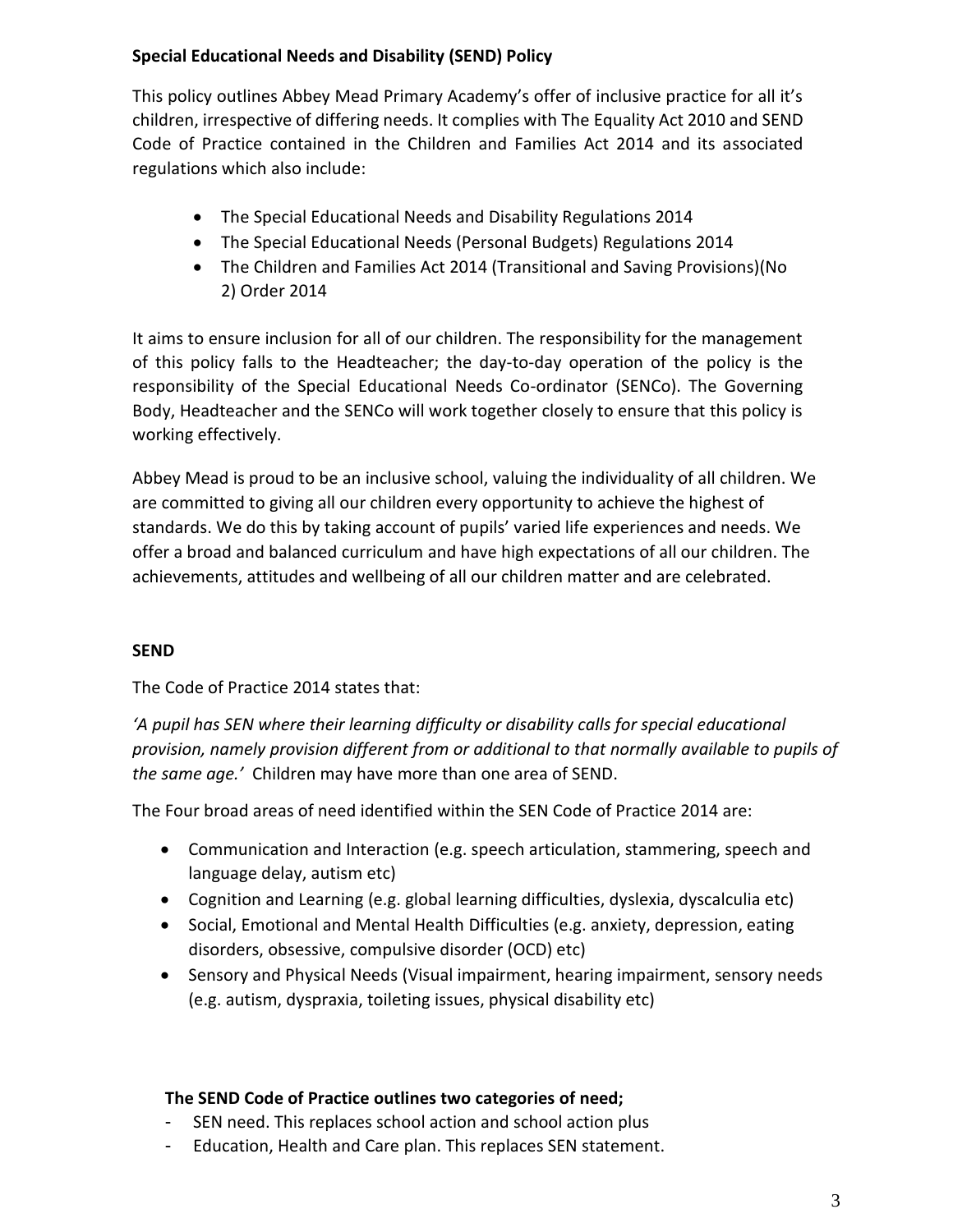**Special Educational Needs and Disability (SEND) Policy**

This policy outlines Abbey Mead Primary Academy's offer of inclusive practice for all it's children, irrespective of differing needs. It complies with The Equality Act 2010 and SEND Code of Practice contained in the Children and Families Act 2014 and its associated regulations which also include:

- The Special Educational Needs and Disability Regulations 2014
- The Special Educational Needs (Personal Budgets) Regulations 2014
- The Children and Families Act 2014 (Transitional and Saving Provisions)(No 2) Order 2014

It aims to ensure inclusion for all of our children. The responsibility for the management of this policy falls to the Headteacher; the day-to-day operation of the policy is the responsibility of the Special Educational Needs Co-ordinator (SENCo). The Governing Body, Headteacher and the SENCo will work together closely to ensure that this policy is working effectively.

Abbey Mead is proud to be an inclusive school, valuing the individuality of all children. We are committed to giving all our children every opportunity to achieve the highest of standards. We do this by taking account of pupils' varied life experiences and needs. We offer a broad and balanced curriculum and have high expectations of all our children. The achievements, attitudes and wellbeing of all our children matter and are celebrated.

**SEND**

The Code of Practice 2014 states that:

*'A pupil has SEN where their learning difficulty or disability calls for special educational provision, namely provision different from or additional to that normally available to pupils of the same age.'* Children may have more than one area of SEND.

The Four broad areas of need identified within the SEN Code of Practice 2014 are:

- Communication and Interaction (e.g. speech articulation, stammering, speech and language delay, autism etc)
- Cognition and Learning (e.g. global learning difficulties, dyslexia, dyscalculia etc)
- Social, Emotional and Mental Health Difficulties (e.g. anxiety, depression, eating disorders, obsessive, compulsive disorder (OCD) etc)
- Sensory and Physical Needs (Visual impairment, hearing impairment, sensory needs (e.g. autism, dyspraxia, toileting issues, physical disability etc)

**The SEND Code of Practice outlines two categories of need;**

- SEN need. This replaces school action and school action plus
- Education, Health and Care plan. This replaces SEN statement.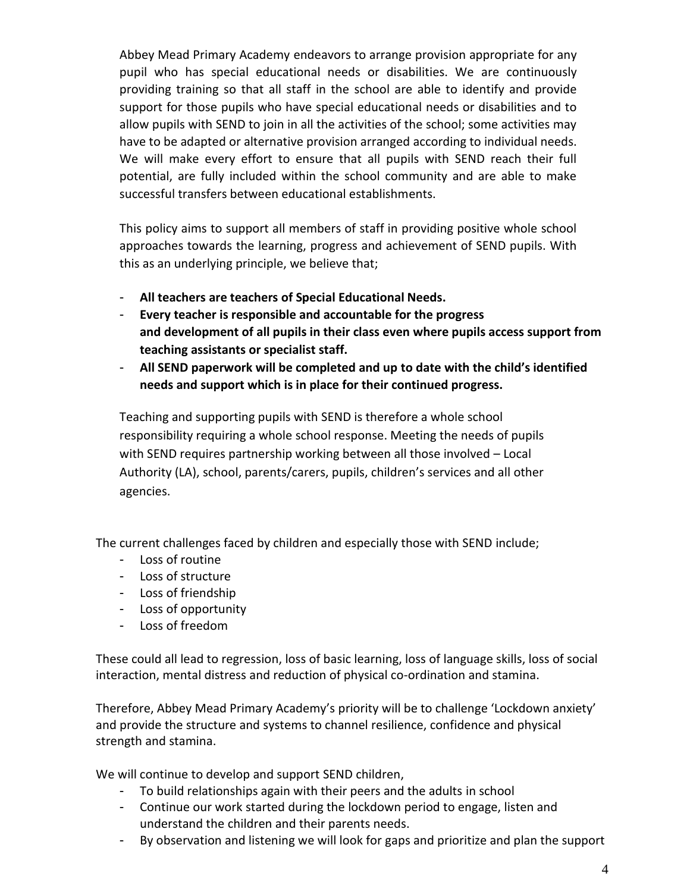Abbey Mead Primary Academy endeavors to arrange provision appropriate for any pupil who has special educational needs or disabilities. We are continuously providing training so that all staff in the school are able to identify and provide support for those pupils who have special educational needs or disabilities and to allow pupils with SEND to join in all the activities of the school; some activities may have to be adapted or alternative provision arranged according to individual needs. We will make every effort to ensure that all pupils with SEND reach their full potential, are fully included within the school community and are able to make successful transfers between educational establishments.

This policy aims to support all members of staff in providing positive whole school approaches towards the learning, progress and achievement of SEND pupils. With this as an underlying principle, we believe that;

- **All teachers are teachers of Special Educational Needs.**
- **Every teacher is responsible and accountable for the progress and development of all pupils in their class even where pupils access support from teaching assistants or specialist staff.**
- **All SEND paperwork will be completed and up to date with the child's identified needs and support which is in place for their continued progress.**

Teaching and supporting pupils with SEND is therefore a whole school responsibility requiring a whole school response. Meeting the needs of pupils with SEND requires partnership working between all those involved – Local Authority (LA), school, parents/carers, pupils, children's services and all other agencies.

The current challenges faced by children and especially those with SEND include;

- Loss of routine
- Loss of structure
- Loss of friendship
- Loss of opportunity
- Loss of freedom

These could all lead to regression, loss of basic learning, loss of language skills, loss of social interaction, mental distress and reduction of physical co-ordination and stamina.

Therefore, Abbey Mead Primary Academy's priority will be to challenge 'Lockdown anxiety' and provide the structure and systems to channel resilience, confidence and physical strength and stamina.

We will continue to develop and support SEND children,

- To build relationships again with their peers and the adults in school
- Continue our work started during the lockdown period to engage, listen and understand the children and their parents needs.
- By observation and listening we will look for gaps and prioritize and plan the support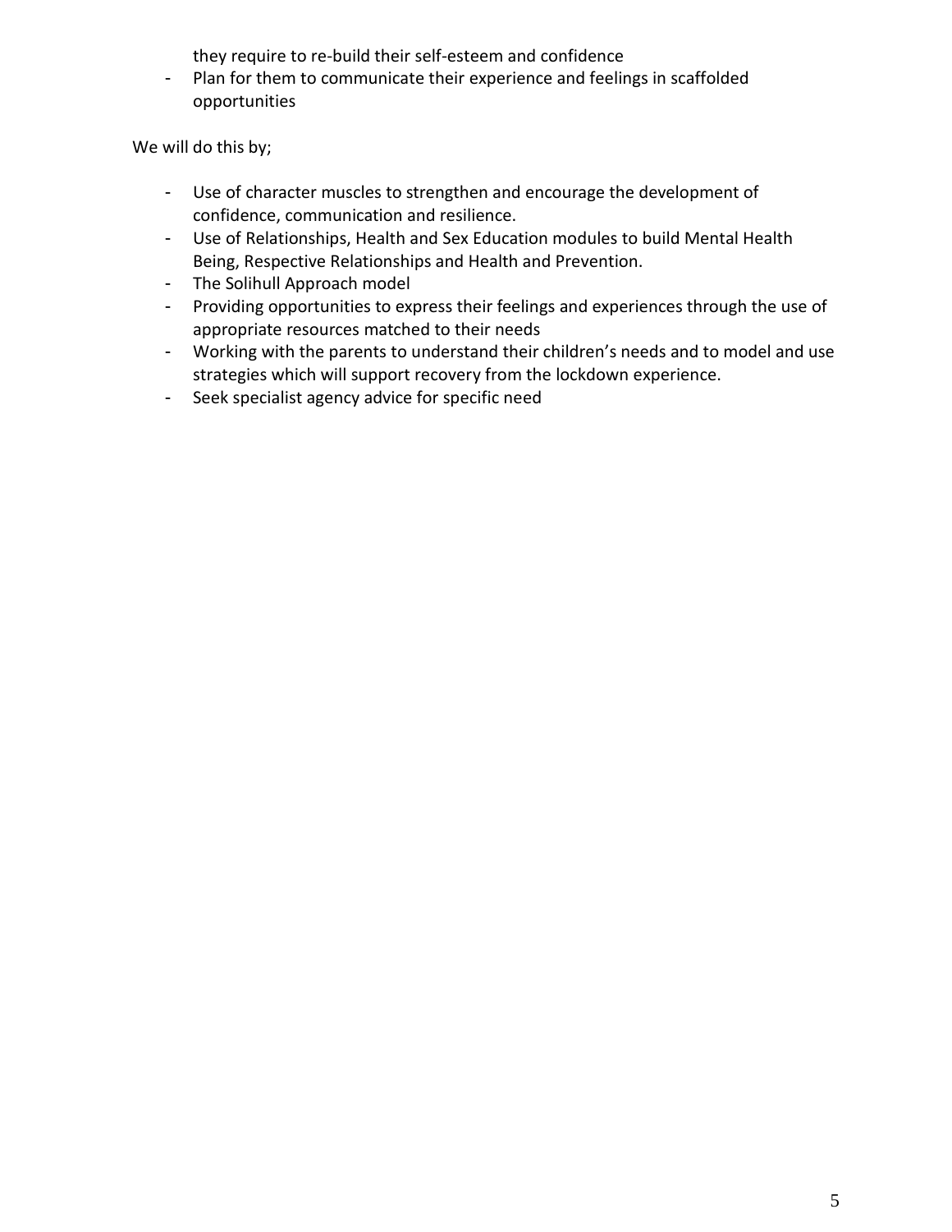they require to re-build their self-esteem and confidence

- Plan for them to communicate their experience and feelings in scaffolded opportunities

We will do this by;

- Use of character muscles to strengthen and encourage the development of confidence, communication and resilience.
- Use of Relationships, Health and Sex Education modules to build Mental Health Being, Respective Relationships and Health and Prevention.
- The Solihull Approach model
- Providing opportunities to express their feelings and experiences through the use of appropriate resources matched to their needs
- Working with the parents to understand their children's needs and to model and use strategies which will support recovery from the lockdown experience.
- Seek specialist agency advice for specific need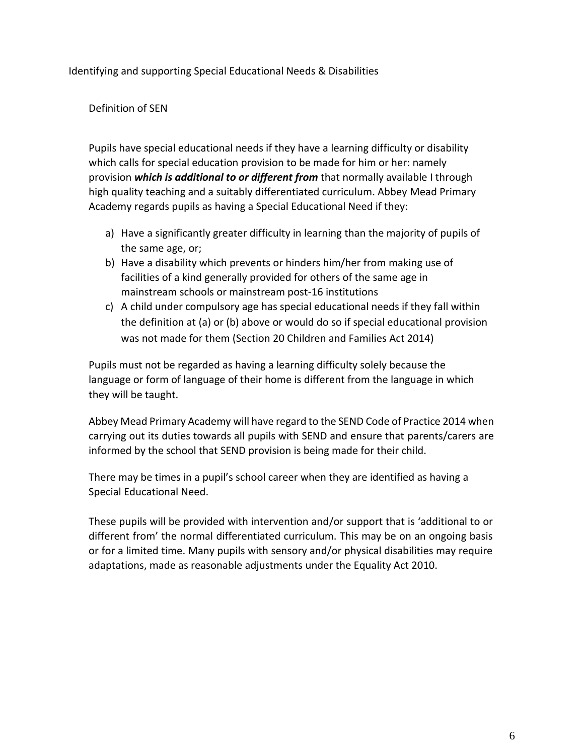## Identifying and supporting Special Educational Needs & Disabilities

### Definition of SEN

Pupils have special educational needs if they have a learning difficulty or disability which calls for special education provision to be made for him or her: namely provision ***which is additional to or different from*** that normally available I through high quality teaching and a suitably differentiated curriculum. Abbey Mead Primary Academy regards pupils as having a Special Educational Need if they:

a) Have a significantly greater difficulty in learning than the majority of pupils of the same age, or;
b) Have a disability which prevents or hinders him/her from making use of facilities of a kind generally provided for others of the same age in mainstream schools or mainstream post-16 institutions
c) A child under compulsory age has special educational needs if they fall within the definition at (a) or (b) above or would do so if special educational provision was not made for them (Section 20 Children and Families Act 2014)

Pupils must not be regarded as having a learning difficulty solely because the language or form of language of their home is different from the language in which they will be taught.

Abbey Mead Primary Academy will have regard to the SEND Code of Practice 2014 when carrying out its duties towards all pupils with SEND and ensure that parents/carers are informed by the school that SEND provision is being made for their child.

There may be times in a pupil's school career when they are identified as having a Special Educational Need.

These pupils will be provided with intervention and/or support that is 'additional to or different from' the normal differentiated curriculum. This may be on an ongoing basis or for a limited time. Many pupils with sensory and/or physical disabilities may require adaptations, made as reasonable adjustments under the Equality Act 2010.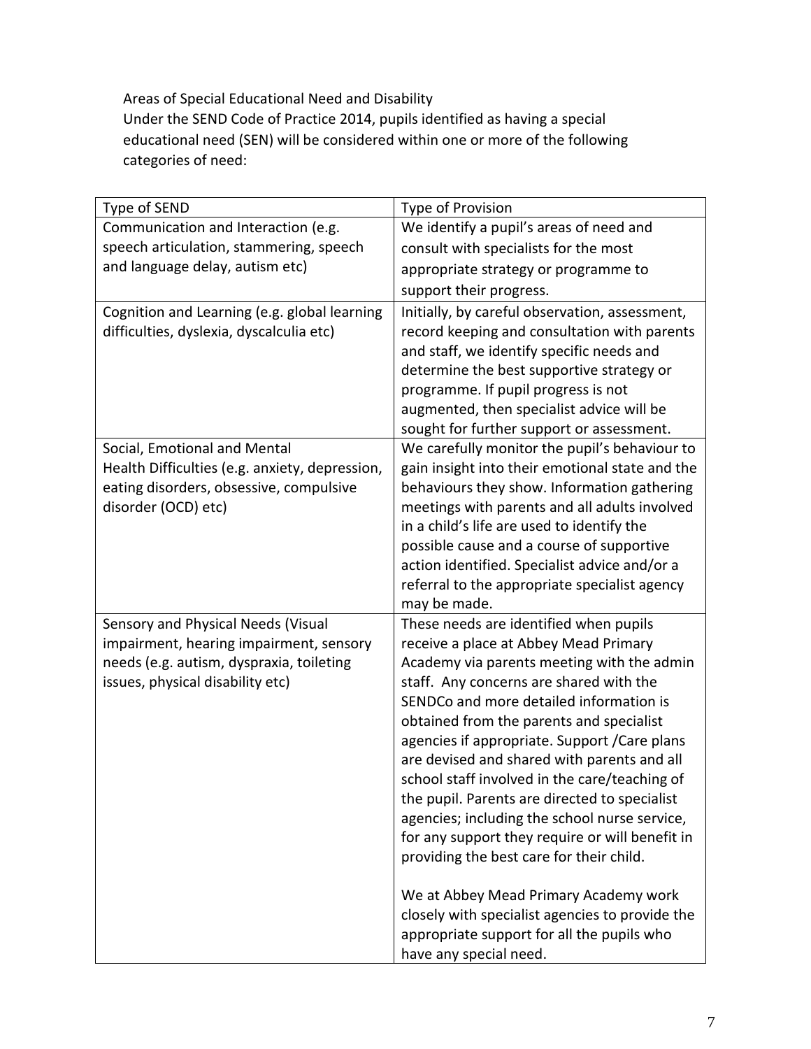Areas of Special Educational Need and Disability

Under the SEND Code of Practice 2014, pupils identified as having a special educational need (SEN) will be considered within one or more of the following categories of need:

| Type of SEND | Type of Provision |
|---|---|
| Communication and Interaction (e.g. speech articulation, stammering, speech and language delay, autism etc) | We identify a pupil's areas of need and consult with specialists for the most appropriate strategy or programme to support their progress. |
| Cognition and Learning (e.g. global learning difficulties, dyslexia, dyscalculia etc) | Initially, by careful observation, assessment, record keeping and consultation with parents and staff, we identify specific needs and determine the best supportive strategy or programme. If pupil progress is not augmented, then specialist advice will be sought for further support or assessment. |
| Social, Emotional and Mental Health Difficulties (e.g. anxiety, depression, eating disorders, obsessive, compulsive disorder (OCD) etc) | We carefully monitor the pupil's behaviour to gain insight into their emotional state and the behaviours they show. Information gathering meetings with parents and all adults involved in a child's life are used to identify the possible cause and a course of supportive action identified. Specialist advice and/or a referral to the appropriate specialist agency may be made. |
| Sensory and Physical Needs (Visual impairment, hearing impairment, sensory needs (e.g. autism, dyspraxia, toileting issues, physical disability etc) | These needs are identified when pupils receive a place at Abbey Mead Primary Academy via parents meeting with the admin staff. Any concerns are shared with the SENDCo and more detailed information is obtained from the parents and specialist agencies if appropriate. Support /Care plans are devised and shared with parents and all school staff involved in the care/teaching of the pupil. Parents are directed to specialist agencies; including the school nurse service, for any support they require or will benefit in providing the best care for their child.<br><br>We at Abbey Mead Primary Academy work closely with specialist agencies to provide the appropriate support for all the pupils who have any special need. |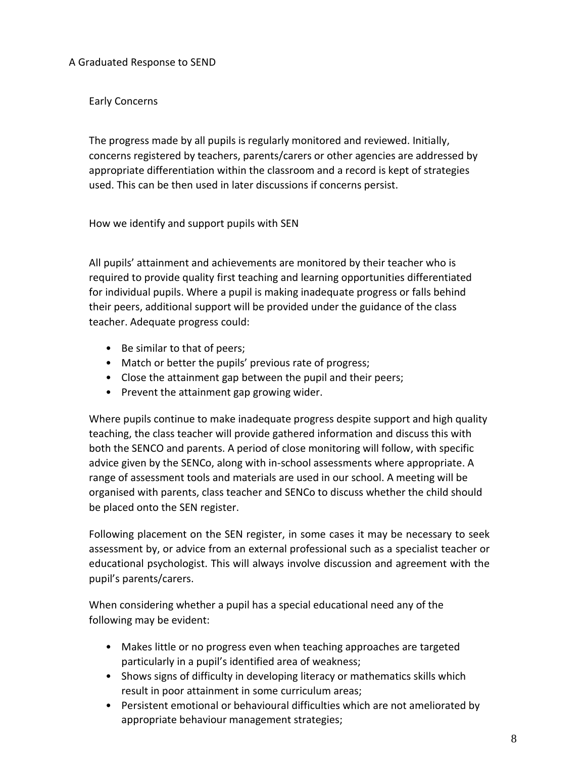## A Graduated Response to SEND

### Early Concerns

The progress made by all pupils is regularly monitored and reviewed. Initially, concerns registered by teachers, parents/carers or other agencies are addressed by appropriate differentiation within the classroom and a record is kept of strategies used. This can be then used in later discussions if concerns persist.

### How we identify and support pupils with SEN

All pupils' attainment and achievements are monitored by their teacher who is required to provide quality first teaching and learning opportunities differentiated for individual pupils. Where a pupil is making inadequate progress or falls behind their peers, additional support will be provided under the guidance of the class teacher. Adequate progress could:

- Be similar to that of peers;
- Match or better the pupils' previous rate of progress;
- Close the attainment gap between the pupil and their peers;
- Prevent the attainment gap growing wider.

Where pupils continue to make inadequate progress despite support and high quality teaching, the class teacher will provide gathered information and discuss this with both the SENCO and parents. A period of close monitoring will follow, with specific advice given by the SENCo, along with in-school assessments where appropriate. A range of assessment tools and materials are used in our school. A meeting will be organised with parents, class teacher and SENCo to discuss whether the child should be placed onto the SEN register.

Following placement on the SEN register, in some cases it may be necessary to seek assessment by, or advice from an external professional such as a specialist teacher or educational psychologist. This will always involve discussion and agreement with the pupil's parents/carers.

When considering whether a pupil has a special educational need any of the following may be evident:

- Makes little or no progress even when teaching approaches are targeted particularly in a pupil's identified area of weakness;
- Shows signs of difficulty in developing literacy or mathematics skills which result in poor attainment in some curriculum areas;
- Persistent emotional or behavioural difficulties which are not ameliorated by appropriate behaviour management strategies;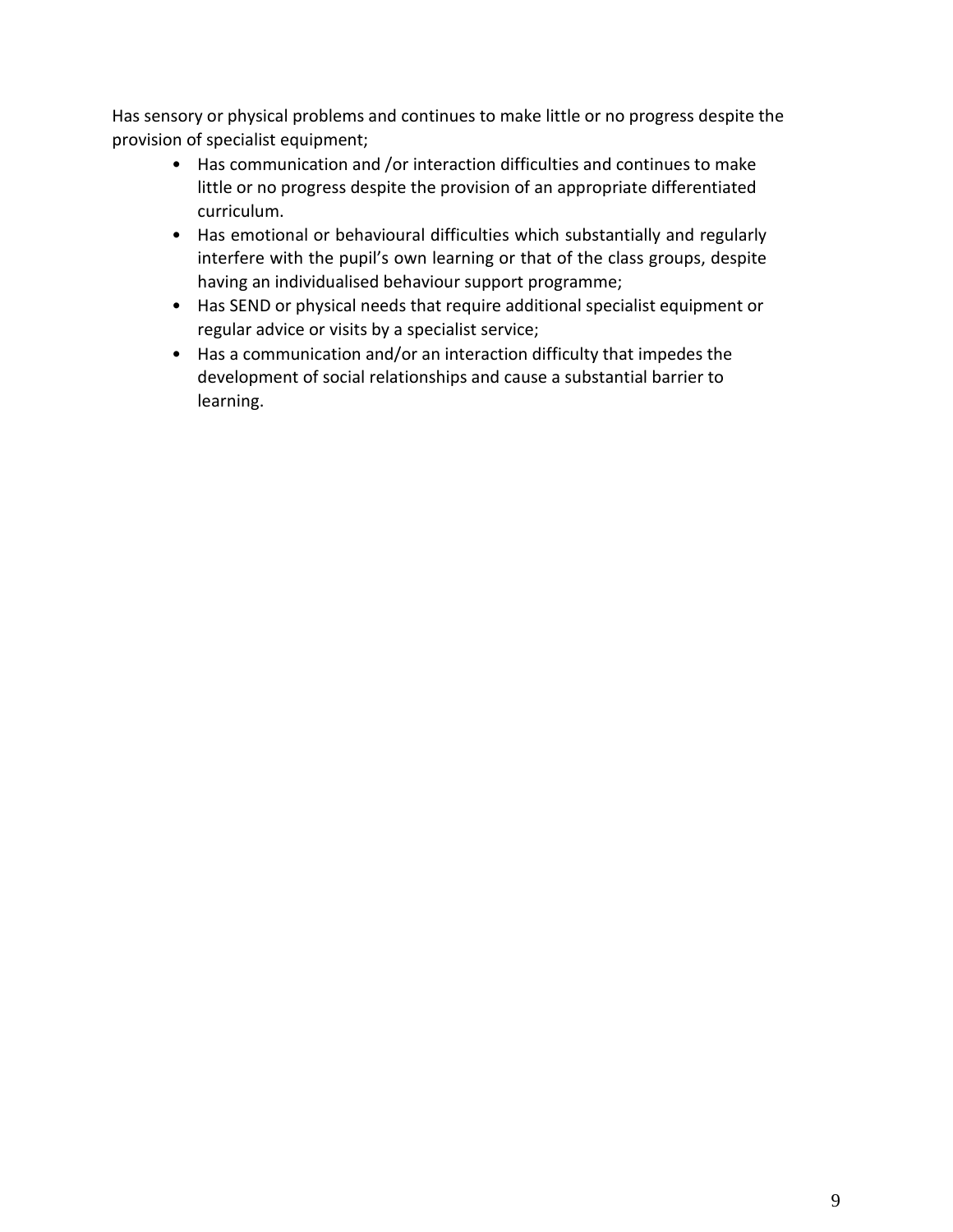Has sensory or physical problems and continues to make little or no progress despite the provision of specialist equipment;

- Has communication and /or interaction difficulties and continues to make little or no progress despite the provision of an appropriate differentiated curriculum.
- Has emotional or behavioural difficulties which substantially and regularly interfere with the pupil's own learning or that of the class groups, despite having an individualised behaviour support programme;
- Has SEND or physical needs that require additional specialist equipment or regular advice or visits by a specialist service;
- Has a communication and/or an interaction difficulty that impedes the development of social relationships and cause a substantial barrier to learning.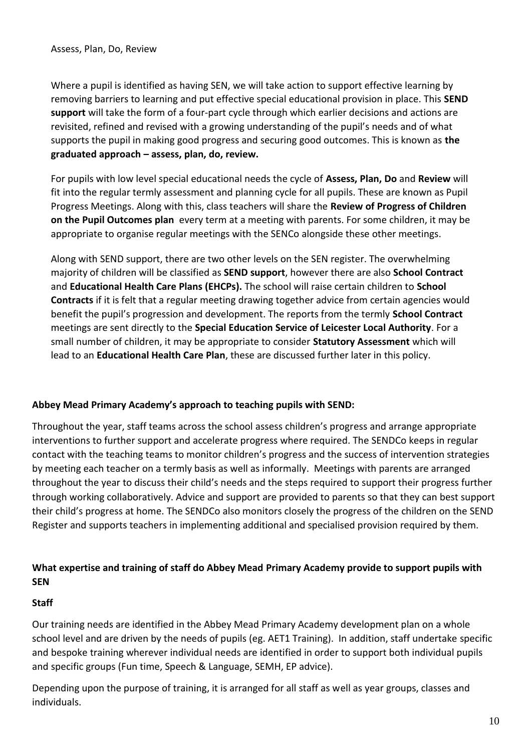Assess, Plan, Do, Review

Where a pupil is identified as having SEN, we will take action to support effective learning by removing barriers to learning and put effective special educational provision in place. This **SEND support** will take the form of a four-part cycle through which earlier decisions and actions are revisited, refined and revised with a growing understanding of the pupil's needs and of what supports the pupil in making good progress and securing good outcomes. This is known as **the graduated approach – assess, plan, do, review.**

For pupils with low level special educational needs the cycle of **Assess, Plan, Do** and **Review** will fit into the regular termly assessment and planning cycle for all pupils. These are known as Pupil Progress Meetings. Along with this, class teachers will share the **Review of Progress of Children on the Pupil Outcomes plan** every term at a meeting with parents. For some children, it may be appropriate to organise regular meetings with the SENCo alongside these other meetings.

Along with SEND support, there are two other levels on the SEN register. The overwhelming majority of children will be classified as **SEND support**, however there are also **School Contract** and **Educational Health Care Plans (EHCPs).** The school will raise certain children to **School Contracts** if it is felt that a regular meeting drawing together advice from certain agencies would benefit the pupil's progression and development. The reports from the termly **School Contract** meetings are sent directly to the **Special Education Service of Leicester Local Authority**. For a small number of children, it may be appropriate to consider **Statutory Assessment** which will lead to an **Educational Health Care Plan**, these are discussed further later in this policy.

**Abbey Mead Primary Academy's approach to teaching pupils with SEND:**

Throughout the year, staff teams across the school assess children's progress and arrange appropriate interventions to further support and accelerate progress where required. The SENDCo keeps in regular contact with the teaching teams to monitor children's progress and the success of intervention strategies by meeting each teacher on a termly basis as well as informally. Meetings with parents are arranged throughout the year to discuss their child's needs and the steps required to support their progress further through working collaboratively. Advice and support are provided to parents so that they can best support their child's progress at home. The SENDCo also monitors closely the progress of the children on the SEND Register and supports teachers in implementing additional and specialised provision required by them.

**What expertise and training of staff do Abbey Mead Primary Academy provide to support pupils with SEN**

**Staff**

Our training needs are identified in the Abbey Mead Primary Academy development plan on a whole school level and are driven by the needs of pupils (eg. AET1 Training). In addition, staff undertake specific and bespoke training wherever individual needs are identified in order to support both individual pupils and specific groups (Fun time, Speech & Language, SEMH, EP advice).

Depending upon the purpose of training, it is arranged for all staff as well as year groups, classes and individuals.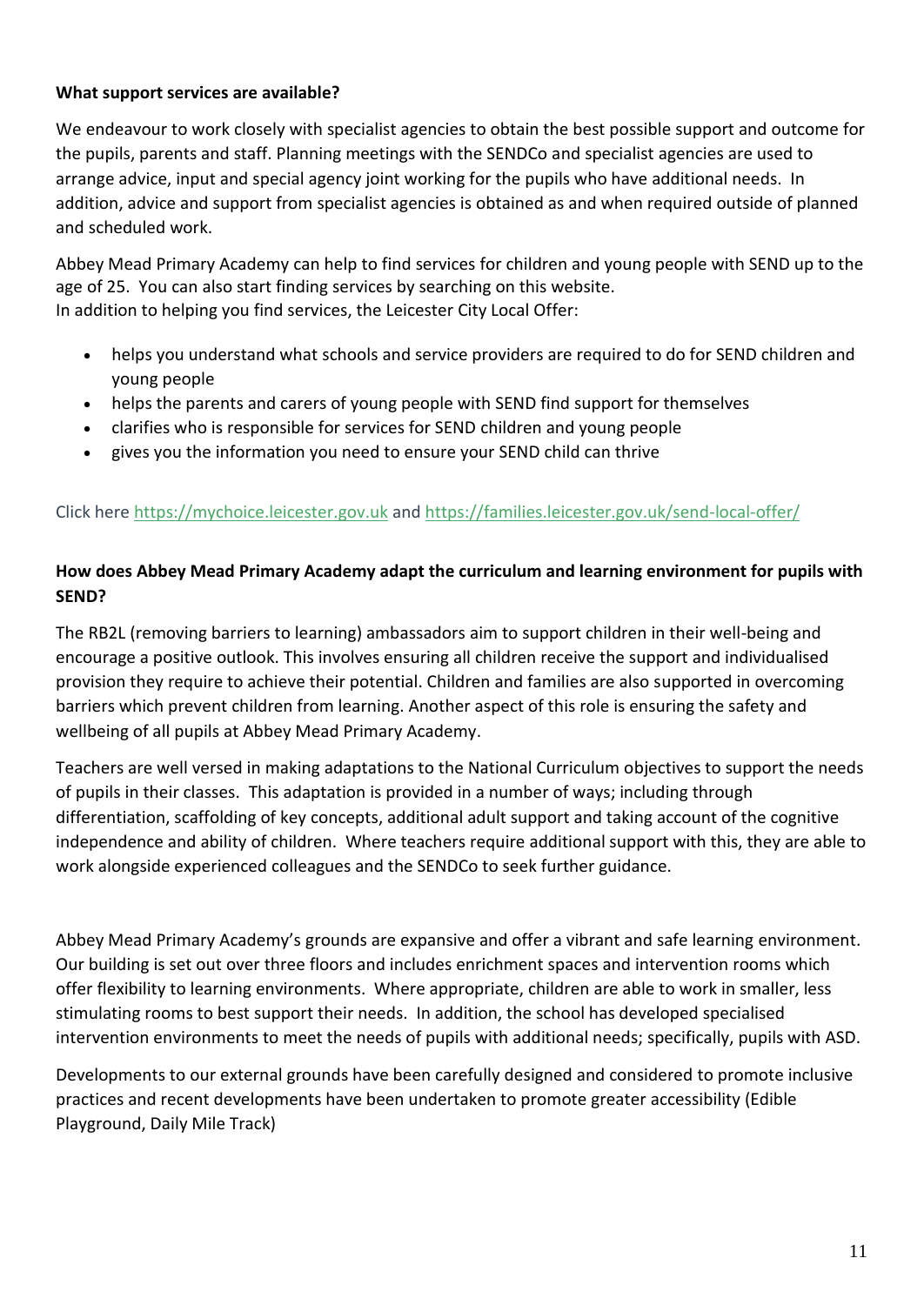**What support services are available?**

We endeavour to work closely with specialist agencies to obtain the best possible support and outcome for the pupils, parents and staff. Planning meetings with the SENDCo and specialist agencies are used to arrange advice, input and special agency joint working for the pupils who have additional needs. In addition, advice and support from specialist agencies is obtained as and when required outside of planned and scheduled work.

Abbey Mead Primary Academy can help to find services for children and young people with SEND up to the age of 25. You can also start finding services by searching on this website.
In addition to helping you find services, the Leicester City Local Offer:

- helps you understand what schools and service providers are required to do for SEND children and young people
- helps the parents and carers of young people with SEND find support for themselves
- clarifies who is responsible for services for SEND children and young people
- gives you the information you need to ensure your SEND child can thrive

Click here https://mychoice.leicester.gov.uk and https://families.leicester.gov.uk/send-local-offer/

**How does Abbey Mead Primary Academy adapt the curriculum and learning environment for pupils with SEND?**

The RB2L (removing barriers to learning) ambassadors aim to support children in their well-being and encourage a positive outlook. This involves ensuring all children receive the support and individualised provision they require to achieve their potential. Children and families are also supported in overcoming barriers which prevent children from learning. Another aspect of this role is ensuring the safety and wellbeing of all pupils at Abbey Mead Primary Academy.

Teachers are well versed in making adaptations to the National Curriculum objectives to support the needs of pupils in their classes. This adaptation is provided in a number of ways; including through differentiation, scaffolding of key concepts, additional adult support and taking account of the cognitive independence and ability of children. Where teachers require additional support with this, they are able to work alongside experienced colleagues and the SENDCo to seek further guidance.

Abbey Mead Primary Academy's grounds are expansive and offer a vibrant and safe learning environment. Our building is set out over three floors and includes enrichment spaces and intervention rooms which offer flexibility to learning environments. Where appropriate, children are able to work in smaller, less stimulating rooms to best support their needs. In addition, the school has developed specialised intervention environments to meet the needs of pupils with additional needs; specifically, pupils with ASD.

Developments to our external grounds have been carefully designed and considered to promote inclusive practices and recent developments have been undertaken to promote greater accessibility (Edible Playground, Daily Mile Track)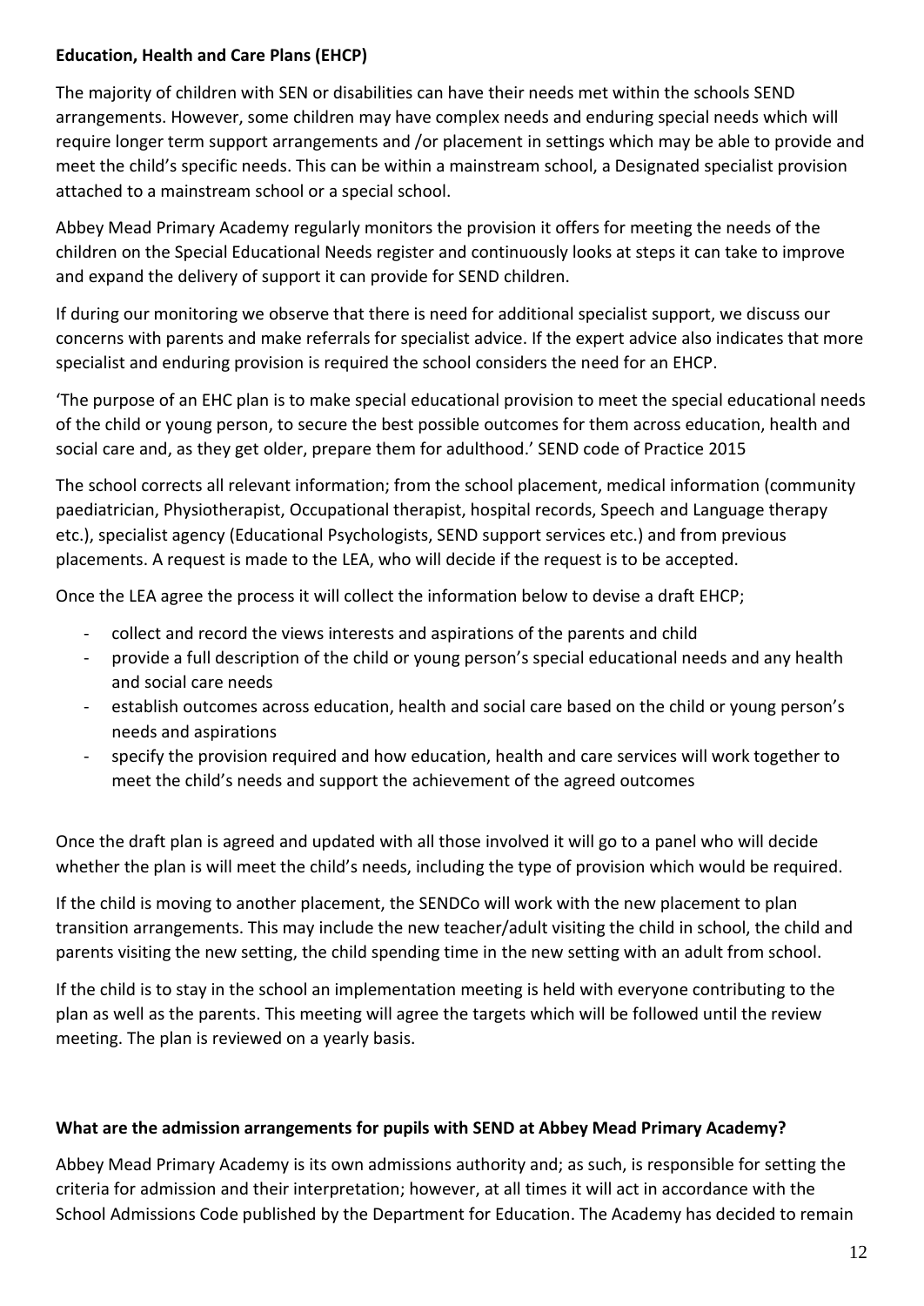**Education, Health and Care Plans (EHCP)**

The majority of children with SEN or disabilities can have their needs met within the schools SEND arrangements. However, some children may have complex needs and enduring special needs which will require longer term support arrangements and /or placement in settings which may be able to provide and meet the child's specific needs. This can be within a mainstream school, a Designated specialist provision attached to a mainstream school or a special school.

Abbey Mead Primary Academy regularly monitors the provision it offers for meeting the needs of the children on the Special Educational Needs register and continuously looks at steps it can take to improve and expand the delivery of support it can provide for SEND children.

If during our monitoring we observe that there is need for additional specialist support, we discuss our concerns with parents and make referrals for specialist advice. If the expert advice also indicates that more specialist and enduring provision is required the school considers the need for an EHCP.

'The purpose of an EHC plan is to make special educational provision to meet the special educational needs of the child or young person, to secure the best possible outcomes for them across education, health and social care and, as they get older, prepare them for adulthood.' SEND code of Practice 2015

The school corrects all relevant information; from the school placement, medical information (community paediatrician, Physiotherapist, Occupational therapist, hospital records, Speech and Language therapy etc.), specialist agency (Educational Psychologists, SEND support services etc.) and from previous placements. A request is made to the LEA, who will decide if the request is to be accepted.

Once the LEA agree the process it will collect the information below to devise a draft EHCP;

- collect and record the views interests and aspirations of the parents and child
- provide a full description of the child or young person's special educational needs and any health and social care needs
- establish outcomes across education, health and social care based on the child or young person's needs and aspirations
- specify the provision required and how education, health and care services will work together to meet the child's needs and support the achievement of the agreed outcomes

Once the draft plan is agreed and updated with all those involved it will go to a panel who will decide whether the plan is will meet the child's needs, including the type of provision which would be required.

If the child is moving to another placement, the SENDCo will work with the new placement to plan transition arrangements. This may include the new teacher/adult visiting the child in school, the child and parents visiting the new setting, the child spending time in the new setting with an adult from school.

If the child is to stay in the school an implementation meeting is held with everyone contributing to the plan as well as the parents. This meeting will agree the targets which will be followed until the review meeting. The plan is reviewed on a yearly basis.

**What are the admission arrangements for pupils with SEND at Abbey Mead Primary Academy?**

Abbey Mead Primary Academy is its own admissions authority and; as such, is responsible for setting the criteria for admission and their interpretation; however, at all times it will act in accordance with the School Admissions Code published by the Department for Education. The Academy has decided to remain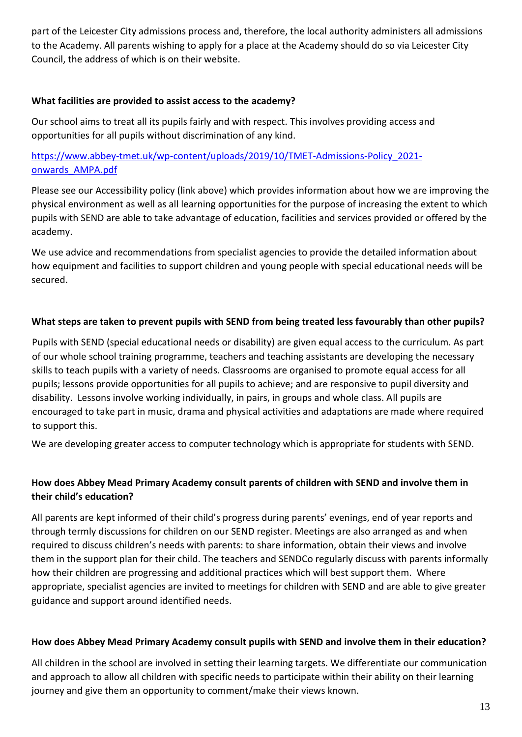part of the Leicester City admissions process and, therefore, the local authority administers all admissions to the Academy. All parents wishing to apply for a place at the Academy should do so via Leicester City Council, the address of which is on their website.

**What facilities are provided to assist access to the academy?**

Our school aims to treat all its pupils fairly and with respect. This involves providing access and opportunities for all pupils without discrimination of any kind.

[https://www.abbey-tmet.uk/wp-content/uploads/2019/10/TMET-Admissions-Policy_2021-onwards_AMPA.pdf](https://www.abbey-tmet.uk/wp-content/uploads/2019/10/TMET-Admissions-Policy_2021-onwards_AMPA.pdf)

Please see our Accessibility policy (link above) which provides information about how we are improving the physical environment as well as all learning opportunities for the purpose of increasing the extent to which pupils with SEND are able to take advantage of education, facilities and services provided or offered by the academy.

We use advice and recommendations from specialist agencies to provide the detailed information about how equipment and facilities to support children and young people with special educational needs will be secured.

**What steps are taken to prevent pupils with SEND from being treated less favourably than other pupils?**

Pupils with SEND (special educational needs or disability) are given equal access to the curriculum. As part of our whole school training programme, teachers and teaching assistants are developing the necessary skills to teach pupils with a variety of needs. Classrooms are organised to promote equal access for all pupils; lessons provide opportunities for all pupils to achieve; and are responsive to pupil diversity and disability. Lessons involve working individually, in pairs, in groups and whole class. All pupils are encouraged to take part in music, drama and physical activities and adaptations are made where required to support this.

We are developing greater access to computer technology which is appropriate for students with SEND.

**How does Abbey Mead Primary Academy consult parents of children with SEND and involve them in their child's education?**

All parents are kept informed of their child's progress during parents' evenings, end of year reports and through termly discussions for children on our SEND register. Meetings are also arranged as and when required to discuss children's needs with parents: to share information, obtain their views and involve them in the support plan for their child. The teachers and SENDCo regularly discuss with parents informally how their children are progressing and additional practices which will best support them. Where appropriate, specialist agencies are invited to meetings for children with SEND and are able to give greater guidance and support around identified needs.

**How does Abbey Mead Primary Academy consult pupils with SEND and involve them in their education?**

All children in the school are involved in setting their learning targets. We differentiate our communication and approach to allow all children with specific needs to participate within their ability on their learning journey and give them an opportunity to comment/make their views known.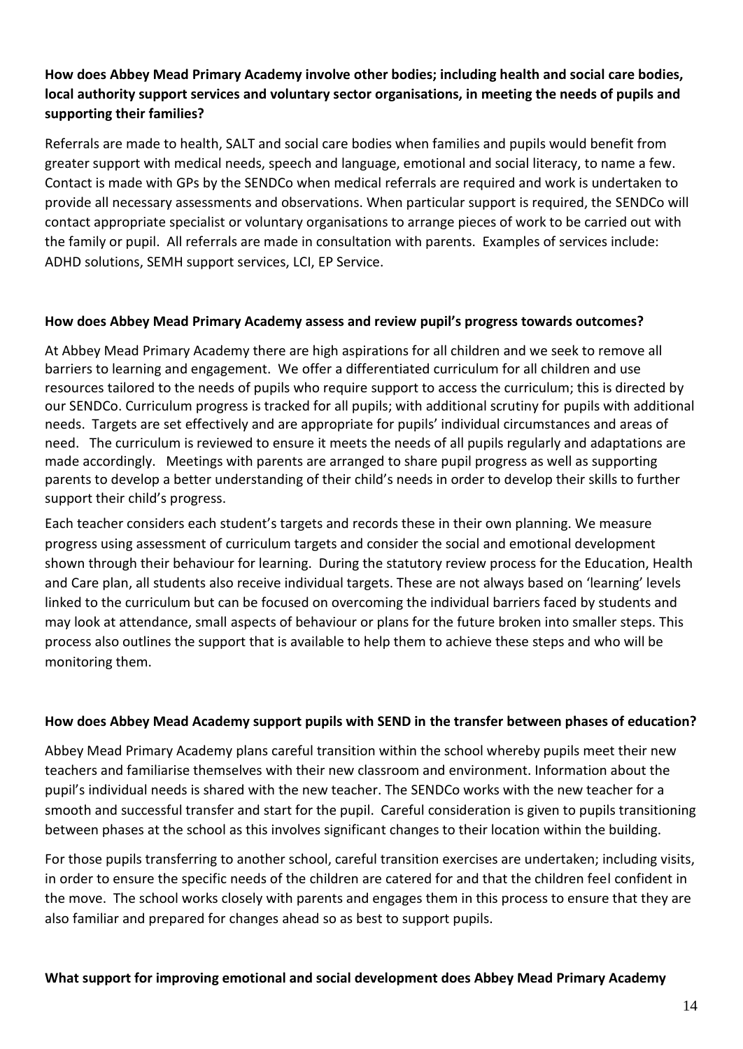**How does Abbey Mead Primary Academy involve other bodies; including health and social care bodies, local authority support services and voluntary sector organisations, in meeting the needs of pupils and supporting their families?**

Referrals are made to health, SALT and social care bodies when families and pupils would benefit from greater support with medical needs, speech and language, emotional and social literacy, to name a few. Contact is made with GPs by the SENDCo when medical referrals are required and work is undertaken to provide all necessary assessments and observations. When particular support is required, the SENDCo will contact appropriate specialist or voluntary organisations to arrange pieces of work to be carried out with the family or pupil. All referrals are made in consultation with parents. Examples of services include: ADHD solutions, SEMH support services, LCI, EP Service.

**How does Abbey Mead Primary Academy assess and review pupil's progress towards outcomes?**

At Abbey Mead Primary Academy there are high aspirations for all children and we seek to remove all barriers to learning and engagement. We offer a differentiated curriculum for all children and use resources tailored to the needs of pupils who require support to access the curriculum; this is directed by our SENDCo. Curriculum progress is tracked for all pupils; with additional scrutiny for pupils with additional needs. Targets are set effectively and are appropriate for pupils' individual circumstances and areas of need. The curriculum is reviewed to ensure it meets the needs of all pupils regularly and adaptations are made accordingly. Meetings with parents are arranged to share pupil progress as well as supporting parents to develop a better understanding of their child's needs in order to develop their skills to further support their child's progress.

Each teacher considers each student's targets and records these in their own planning. We measure progress using assessment of curriculum targets and consider the social and emotional development shown through their behaviour for learning. During the statutory review process for the Education, Health and Care plan, all students also receive individual targets. These are not always based on 'learning' levels linked to the curriculum but can be focused on overcoming the individual barriers faced by students and may look at attendance, small aspects of behaviour or plans for the future broken into smaller steps. This process also outlines the support that is available to help them to achieve these steps and who will be monitoring them.

**How does Abbey Mead Academy support pupils with SEND in the transfer between phases of education?**

Abbey Mead Primary Academy plans careful transition within the school whereby pupils meet their new teachers and familiarise themselves with their new classroom and environment. Information about the pupil's individual needs is shared with the new teacher. The SENDCo works with the new teacher for a smooth and successful transfer and start for the pupil. Careful consideration is given to pupils transitioning between phases at the school as this involves significant changes to their location within the building.

For those pupils transferring to another school, careful transition exercises are undertaken; including visits, in order to ensure the specific needs of the children are catered for and that the children feel confident in the move. The school works closely with parents and engages them in this process to ensure that they are also familiar and prepared for changes ahead so as best to support pupils.

**What support for improving emotional and social development does Abbey Mead Primary Academy**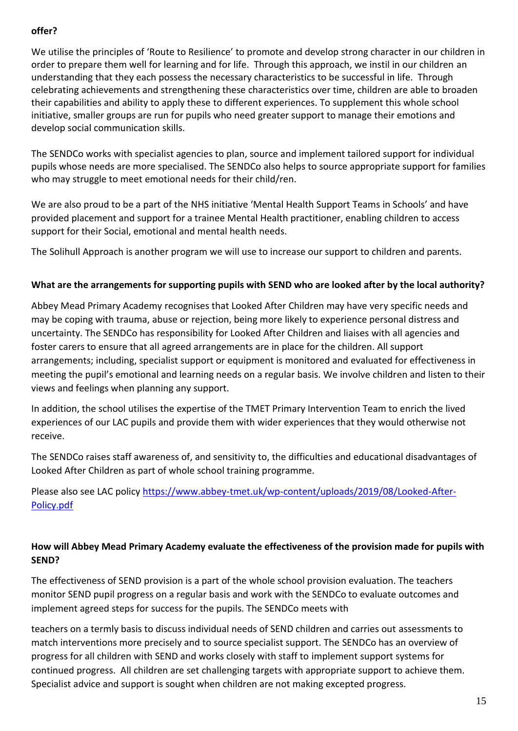**offer?**

We utilise the principles of 'Route to Resilience' to promote and develop strong character in our children in order to prepare them well for learning and for life. Through this approach, we instil in our children an understanding that they each possess the necessary characteristics to be successful in life. Through celebrating achievements and strengthening these characteristics over time, children are able to broaden their capabilities and ability to apply these to different experiences. To supplement this whole school initiative, smaller groups are run for pupils who need greater support to manage their emotions and develop social communication skills.

The SENDCo works with specialist agencies to plan, source and implement tailored support for individual pupils whose needs are more specialised. The SENDCo also helps to source appropriate support for families who may struggle to meet emotional needs for their child/ren.

We are also proud to be a part of the NHS initiative 'Mental Health Support Teams in Schools' and have provided placement and support for a trainee Mental Health practitioner, enabling children to access support for their Social, emotional and mental health needs.

The Solihull Approach is another program we will use to increase our support to children and parents.

**What are the arrangements for supporting pupils with SEND who are looked after by the local authority?**

Abbey Mead Primary Academy recognises that Looked After Children may have very specific needs and may be coping with trauma, abuse or rejection, being more likely to experience personal distress and uncertainty. The SENDCo has responsibility for Looked After Children and liaises with all agencies and foster carers to ensure that all agreed arrangements are in place for the children. All support arrangements; including, specialist support or equipment is monitored and evaluated for effectiveness in meeting the pupil's emotional and learning needs on a regular basis. We involve children and listen to their views and feelings when planning any support.

In addition, the school utilises the expertise of the TMET Primary Intervention Team to enrich the lived experiences of our LAC pupils and provide them with wider experiences that they would otherwise not receive.

The SENDCo raises staff awareness of, and sensitivity to, the difficulties and educational disadvantages of Looked After Children as part of whole school training programme.

Please also see LAC policy [https://www.abbey-tmet.uk/wp-content/uploads/2019/08/Looked-After-Policy.pdf](https://www.abbey-tmet.uk/wp-content/uploads/2019/08/Looked-After-Policy.pdf)

**How will Abbey Mead Primary Academy evaluate the effectiveness of the provision made for pupils with SEND?**

The effectiveness of SEND provision is a part of the whole school provision evaluation. The teachers monitor SEND pupil progress on a regular basis and work with the SENDCo to evaluate outcomes and implement agreed steps for success for the pupils. The SENDCo meets with

teachers on a termly basis to discuss individual needs of SEND children and carries out assessments to match interventions more precisely and to source specialist support. The SENDCo has an overview of progress for all children with SEND and works closely with staff to implement support systems for continued progress. All children are set challenging targets with appropriate support to achieve them. Specialist advice and support is sought when children are not making excepted progress.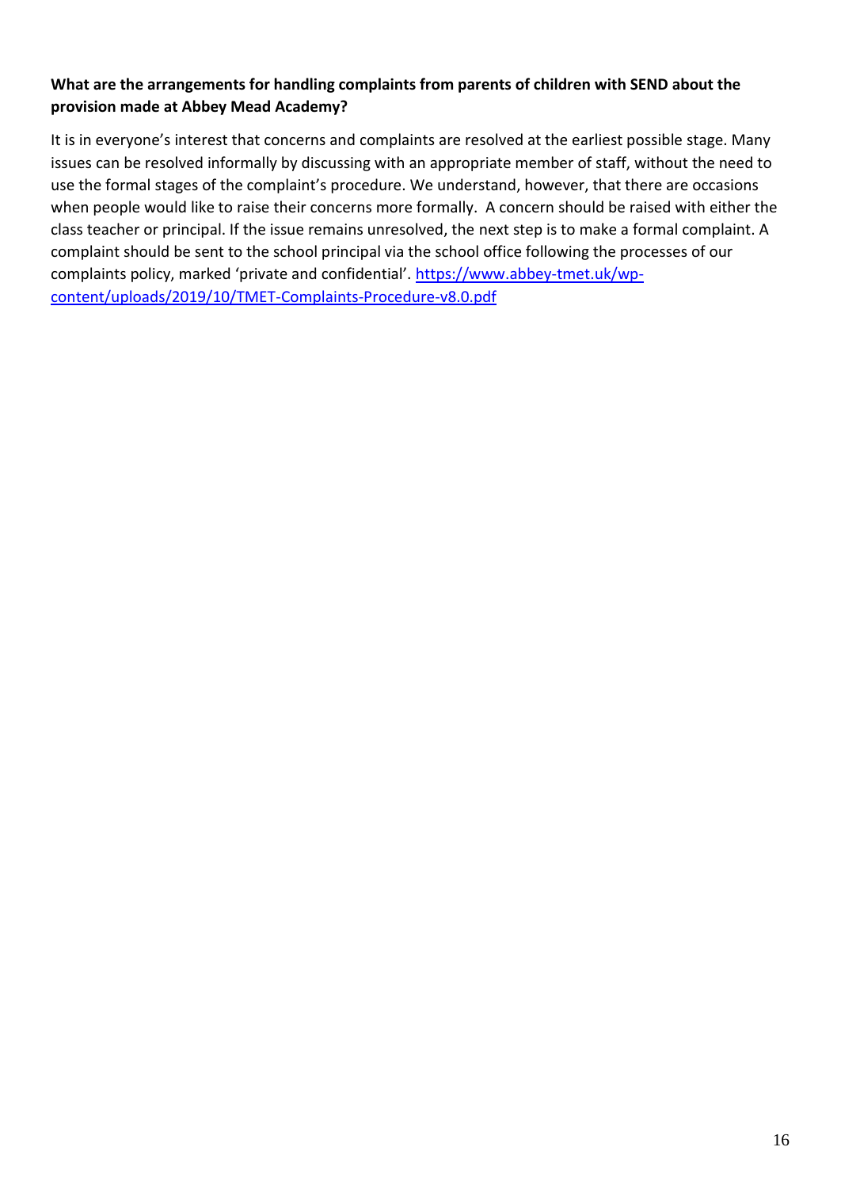**What are the arrangements for handling complaints from parents of children with SEND about the provision made at Abbey Mead Academy?**

It is in everyone's interest that concerns and complaints are resolved at the earliest possible stage. Many issues can be resolved informally by discussing with an appropriate member of staff, without the need to use the formal stages of the complaint's procedure. We understand, however, that there are occasions when people would like to raise their concerns more formally. A concern should be raised with either the class teacher or principal. If the issue remains unresolved, the next step is to make a formal complaint. A complaint should be sent to the school principal via the school office following the processes of our complaints policy, marked 'private and confidential'. [https://www.abbey-tmet.uk/wp-content/uploads/2019/10/TMET-Complaints-Procedure-v8.0.pdf](https://www.abbey-tmet.uk/wp-content/uploads/2019/10/TMET-Complaints-Procedure-v8.0.pdf)